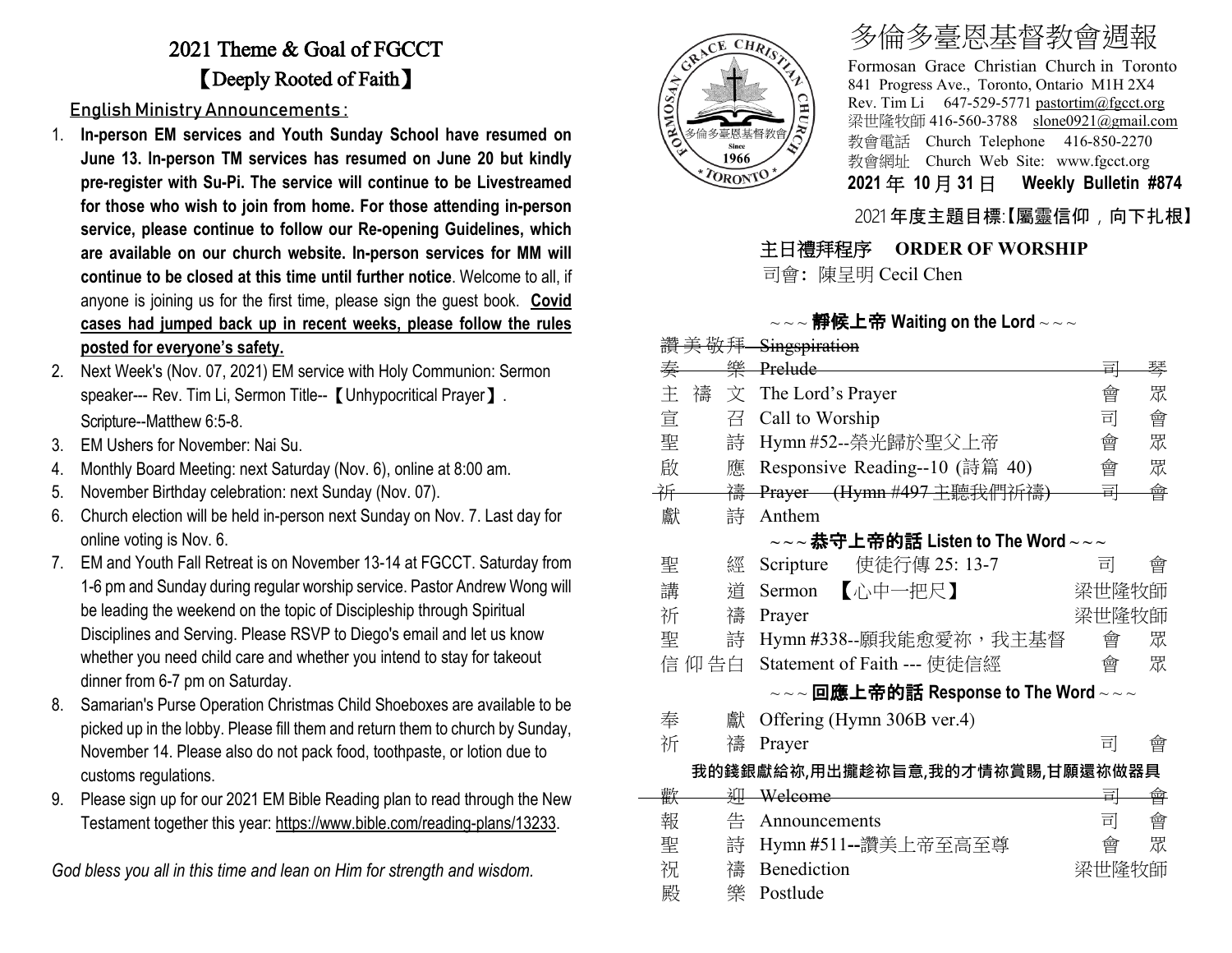# 2021 Theme & Goal of FGCCT

## 【Deeply Rooted of Faith】

**English Ministry Announcements:**

1. **In-person EM services and Youth Sunday School have resumed on June 13. In-person TM services has resumed on June 20 but kindly pre-register with Su-Pi. The service will continue to be Livestreamed for those who wish to join from home. For those attending in-person service, please continue to follow our Re-opening Guidelines, which are available on our church website. In-person services for MM will continue to be closed at this time until further notice**. Welcome to all, if anyone is joining us for the first time, please sign the guest book. **Covid cases had jumped back up in recent weeks, please follow the rules posted for everyone's safety.**
2. Next Week's (Nov. 07, 2021) EM service with Holy Communion: Sermon speaker--- Rev. Tim Li, Sermon Title--【Unhypocritical Prayer】. Scripture--Matthew 6:5-8.
3. EM Ushers for November: Nai Su.
4. Monthly Board Meeting: next Saturday (Nov. 6), online at 8:00 am.
5. November Birthday celebration: next Sunday (Nov. 07).
6. Church election will be held in-person next Sunday on Nov. 7. Last day for online voting is Nov. 6.
7. EM and Youth Fall Retreat is on November 13-14 at FGCCT. Saturday from 1-6 pm and Sunday during regular worship service. Pastor Andrew Wong will be leading the weekend on the topic of Discipleship through Spiritual Disciplines and Serving. Please RSVP to Diego's email and let us know whether you need child care and whether you intend to stay for takeout dinner from 6-7 pm on Saturday.
8. Samarian's Purse Operation Christmas Child Shoeboxes are available to be picked up in the lobby. Please fill them and return them to church by Sunday, November 14. Please also do not pack food, toothpaste, or lotion due to customs regulations.
9. Please sign up for our 2021 EM Bible Reading plan to read through the New Testament together this year: https://www.bible.com/reading-plans/13233.

*God bless you all in this time and lean on Him for strength and wisdom.*

# 多倫多臺恩基督教會週報

Formosan Grace Christian Church in Toronto
841 Progress Ave., Toronto, Ontario M1H 2X4
Rev. Tim Li 647-529-5771 pastortim@fgcct.org
梁世隆牧師 416-560-3788 slone0921@gmail.com
教會電話 Church Telephone 416-850-2270
教會網址 Church Web Site: www.fgcct.org

**2021 年 10 月 31 日 Weekly Bulletin #874**

2021 **年度主題目標:【屬靈信仰，向下扎根】**

## 主日禮拜程序 ORDER OF WORSHIP

司會: 陳呈明 Cecil Chen

### ~~~ 靜候上帝 Waiting on the Lord ~~~

| | | |
|---|---|---|
| ~~讚美敬拜~~ | ~~Singspiration~~ | |
| ~~奏樂~~ | ~~Prelude~~ | ~~司琴~~ |
| 主禱文 | The Lord's Prayer | 會眾 |
| 宣召 | Call to Worship | 司會 |
| 聖詩 | Hymn #52--榮光歸於聖父上帝 | 會眾 |
| 啟應 | Responsive Reading--10 (詩篇 40) | 會眾 |
| ~~祈禱~~ | ~~Prayer (Hymn #497 主聽我們祈禱)~~ | ~~司會~~ |
| 獻詩 | Anthem | |

### ~~~ 恭守上帝的話 Listen to The Word ~~~

| | | |
|---|---|---|
| 聖經 | Scripture 使徒行傳 25: 13-7 | 司會 |
| 講道 | Sermon 【心中一把尺】 | 梁世隆牧師 |
| 祈禱 | Prayer | 梁世隆牧師 |
| 聖詩 | Hymn #338--願我能愈愛祢，我主基督 | 會眾 |
| 信仰告白 | Statement of Faith --- 使徒信經 | 會眾 |

### ~~~ 回應上帝的話 Response to The Word ~~~

| | | |
|---|---|---|
| 奉獻 | Offering (Hymn 306B ver.4) | |
| 祈禱 | Prayer | 司會 |

**我的錢銀獻給祢,用出攏趁祢旨意,我的才情祢賞賜,甘願還祢做器具**

| | | |
|---|---|---|
| ~~歡迎~~ | ~~Welcome~~ | ~~司會~~ |
| 報告 | Announcements | 司會 |
| 聖詩 | Hymn #511--讚美上帝至高至尊 | 會眾 |
| 祝禱 | Benediction | 梁世隆牧師 |
| 殿樂 | Postlude | |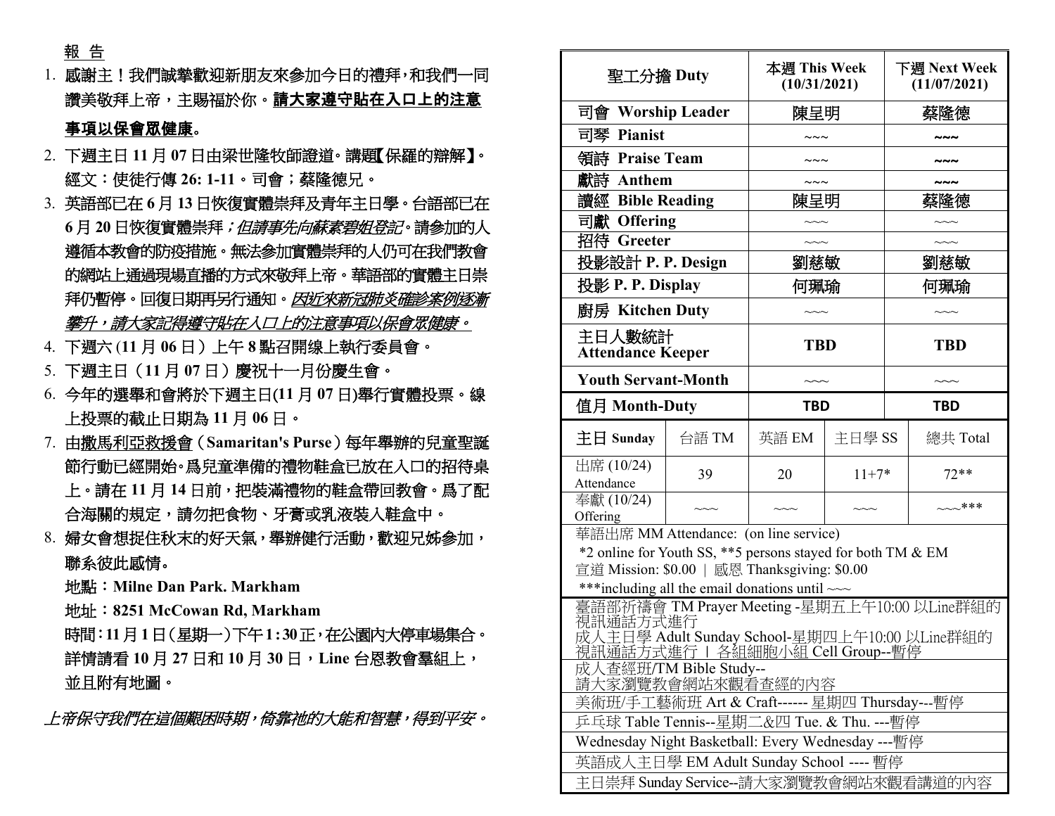報 告

1. 感謝主！我們誠摯歡迎新朋友來參加今日的禮拜，和我們一同讚美敬拜上帝，主賜福於你。**請大家遵守貼在入口上的注意事項以保會眾健康。**
2. 下週主日 **11** 月 **07** 日由梁世隆牧師證道。講題【保羅的辯解】。經文：使徒行傳 **26: 1-11**。司會；蔡隆德兄。
3. 英語部已在 **6** 月 **13** 日恢復實體崇拜及青年主日學。台語部已在 **6** 月 **20** 日恢復實體崇拜；*但請事先向蘇素碧姐登記*。請參加的人遵循本教會的防疫措施。無法參加實體崇拜的人仍可在我們教會的網站上通過現場直播的方式來敬拜上帝。華語部的實體主日崇拜仍暫停。回復日期再另行通知。*因近來新冠肺炎確診案例逐漸攀升，請大家記得遵守貼在入口上的注意事項以保會眾健康。*
4. 下週六 (**11** 月 **06** 日）上午 **8** 點召開線上執行委員會。
5. 下週主日（**11** 月 **07** 日）慶祝十一月份慶生會。
6. 今年的選舉和會將於下週主日(**11** 月 **07** 日)舉行實體投票。線上投票的截止日期為 **11** 月 **06** 日。
7. 由撒馬利亞救援會（**Samaritan's Purse**）每年舉辦的兒童聖誕節行動已經開始。爲兒童準備的禮物鞋盒已放在入口的招待桌上。請在 **11** 月 **14** 日前，把裝滿禮物的鞋盒帶回教會。爲了配合海關的規定，請勿把食物、牙膏或乳液裝入鞋盒中。
8. 婦女會想捉住秋末的好天氣，舉辦健行活動，歡迎兄姊參加，聯系彼此感情。

   地點：**Milne Dan Park. Markham**

   地址：**8251 McCowan Rd, Markham**

   時間：**11** 月 **1** 日(星期一)下午 **1:30** 正，在公園內大停車場集合。詳情請看 **10** 月 **27** 日和 **10** 月 **30** 日，**Line** 台恩教會羣組上，並且附有地圖。

*上帝保守我們在這個艱困時期，倚靠祂的大能和智慧，得到平安。*

| 聖工分擔 Duty | 本週 This Week (10/31/2021) | 下週 Next Week (11/07/2021) |
|---|---|---|
| 司會 Worship Leader | 陳呈明 | 蔡隆德 |
| 司琴 Pianist | ~~~ | ~~~ |
| 領詩 Praise Team | ~~~ | ~~~ |
| 獻詩 Anthem | ~~~ | ~~~ |
| 讀經 Bible Reading | 陳呈明 | 蔡隆德 |
| 司獻 Offering | ~~~ | ~~~ |
| 招待 Greeter | ~~~ | ~~~ |
| 投影設計 P. P. Design | 劉慈敏 | 劉慈敏 |
| 投影 P. P. Display | 何珮瑜 | 何珮瑜 |
| 廚房 Kitchen Duty | ~~~ | ~~~ |
| 主日人數統計 Attendance Keeper | TBD | TBD |
| Youth Servant-Month | ~~~ | ~~~ |
| 值月 Month-Duty | TBD | TBD |

| 主日 Sunday | 台語 TM | 英語 EM | 主日學 SS | 總共 Total |
|---|---|---|---|---|
| 出席 (10/24) Attendance | 39 | 20 | 11+7* | 72** |
| 奉獻 (10/24) Offering | ~~~ | ~~~ | ~~~ | ~~~*** |

華語出席 MM Attendance: (on line service)

*2 online for Youth SS, **5 persons stayed for both TM & EM

宣道 Mission: $0.00 | 感恩 Thanksgiving: $0.00

***including all the email donations until ~~~

臺語部祈禱會 TM Prayer Meeting -星期五上午10:00 以Line群組的視訊通話方式進行

成人主日學 Adult Sunday School-星期四上午10:00 以Line群組的視訊通話方式進行 | 各組細胞小組 Cell Group--暫停

成人查經班/TM Bible Study-- 請大家瀏覽教會網站來觀看查經的內容

美術班/手工藝術班 Art & Craft------ 星期四 Thursday---暫停

乒乓球 Table Tennis--星期二&四 Tue. & Thu. ---暫停

Wednesday Night Basketball: Every Wednesday ---暫停

英語成人主日學 EM Adult Sunday School ---- 暫停

主日崇拜 Sunday Service--請大家瀏覽教會網站來觀看講道的內容